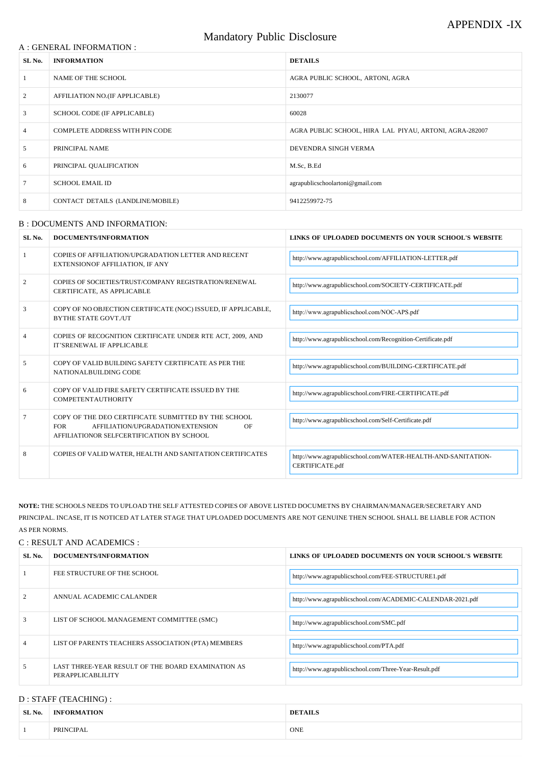APPENDIX -IX

# Mandatory Public Disclosure

## A : GENERAL INFORMATION :

| SL No. | INFORMATION | DETAILS |
|---|---|---|
| 1 | NAME OF THE SCHOOL | AGRA PUBLIC SCHOOL, ARTONI, AGRA |
| 2 | AFFILIATION NO.(IF APPLICABLE) | 2130077 |
| 3 | SCHOOL CODE (IF APPLICABLE) | 60028 |
| 4 | COMPLETE ADDRESS WITH PIN CODE | AGRA PUBLIC SCHOOL, HIRA LAL PIYAU, ARTONI, AGRA-282007 |
| 5 | PRINCIPAL NAME | DEVENDRA SINGH VERMA |
| 6 | PRINCIPAL QUALIFICATION | M.Sc, B.Ed |
| 7 | SCHOOL EMAIL ID | agrapublicschoolartoni@gmail.com |
| 8 | CONTACT DETAILS (LANDLINE/MOBILE) | 9412259972-75 |

## B : DOCUMENTS AND INFORMATION:

| SL No. | DOCUMENTS/INFORMATION | LINKS OF UPLOADED DOCUMENTS ON YOUR SCHOOL'S WEBSITE |
|---|---|---|
| 1 | COPIES OF AFFILIATION/UPGRADATION LETTER AND RECENT EXTENSIONOF AFFILIATION, IF ANY | http://www.agrapublicschool.com/AFFILIATION-LETTER.pdf |
| 2 | COPIES OF SOCIETIES/TRUST/COMPANY REGISTRATION/RENEWAL CERTIFICATE, AS APPLICABLE | http://www.agrapublicschool.com/SOCIETY-CERTIFICATE.pdf |
| 3 | COPY OF NO OBJECTION CERTIFICATE (NOC) ISSUED, IF APPLICABLE, BYTHE STATE GOVT./UT | http://www.agrapublicschool.com/NOC-APS.pdf |
| 4 | COPIES OF RECOGNITION CERTIFICATE UNDER RTE ACT, 2009, AND IT'SRENEWAL IF APPLICABLE | http://www.agrapublicschool.com/Recognition-Certificate.pdf |
| 5 | COPY OF VALID BUILDING SAFETY CERTIFICATE AS PER THE NATIONALBUILDING CODE | http://www.agrapublicschool.com/BUILDING-CERTIFICATE.pdf |
| 6 | COPY OF VALID FIRE SAFETY CERTIFICATE ISSUED BY THE COMPETENTAUTHORITY | http://www.agrapublicschool.com/FIRE-CERTIFICATE.pdf |
| 7 | COPY OF THE DEO CERTIFICATE SUBMITTED BY THE SCHOOL FOR AFFILIATION/UPGRADATION/EXTENSION OF AFFILIATIONOR SELFCERTIFICATION BY SCHOOL | http://www.agrapublicschool.com/Self-Certificate.pdf |
| 8 | COPIES OF VALID WATER, HEALTH AND SANITATION CERTIFICATES | http://www.agrapublicschool.com/WATER-HEALTH-AND-SANITATION-CERTIFICATE.pdf |

**NOTE:** THE SCHOOLS NEEDS TO UPLOAD THE SELF ATTESTED COPIES OF ABOVE LISTED DOCUMETNS BY CHAIRMAN/MANAGER/SECRETARY AND PRINCIPAL. INCASE, IT IS NOTICED AT LATER STAGE THAT UPLOADED DOCUMENTS ARE NOT GENUINE THEN SCHOOL SHALL BE LIABLE FOR ACTION AS PER NORMS.

## C : RESULT AND ACADEMICS :

| SL No. | DOCUMENTS/INFORMATION | LINKS OF UPLOADED DOCUMENTS ON YOUR SCHOOL'S WEBSITE |
|---|---|---|
| 1 | FEE STRUCTURE OF THE SCHOOL | http://www.agrapublicschool.com/FEE-STRUCTURE1.pdf |
| 2 | ANNUAL ACADEMIC CALANDER | http://www.agrapublicschool.com/ACADEMIC-CALENDAR-2021.pdf |
| 3 | LIST OF SCHOOL MANAGEMENT COMMITTEE (SMC) | http://www.agrapublicschool.com/SMC.pdf |
| 4 | LIST OF PARENTS TEACHERS ASSOCIATION (PTA) MEMBERS | http://www.agrapublicschool.com/PTA.pdf |
| 5 | LAST THREE-YEAR RESULT OF THE BOARD EXAMINATION AS PERAPPLICABLILITY | http://www.agrapublicschool.com/Three-Year-Result.pdf |

## D : STAFF (TEACHING) :

| SL No. | INFORMATION | DETAILS |
|---|---|---|
| 1 | PRINCIPAL | ONE |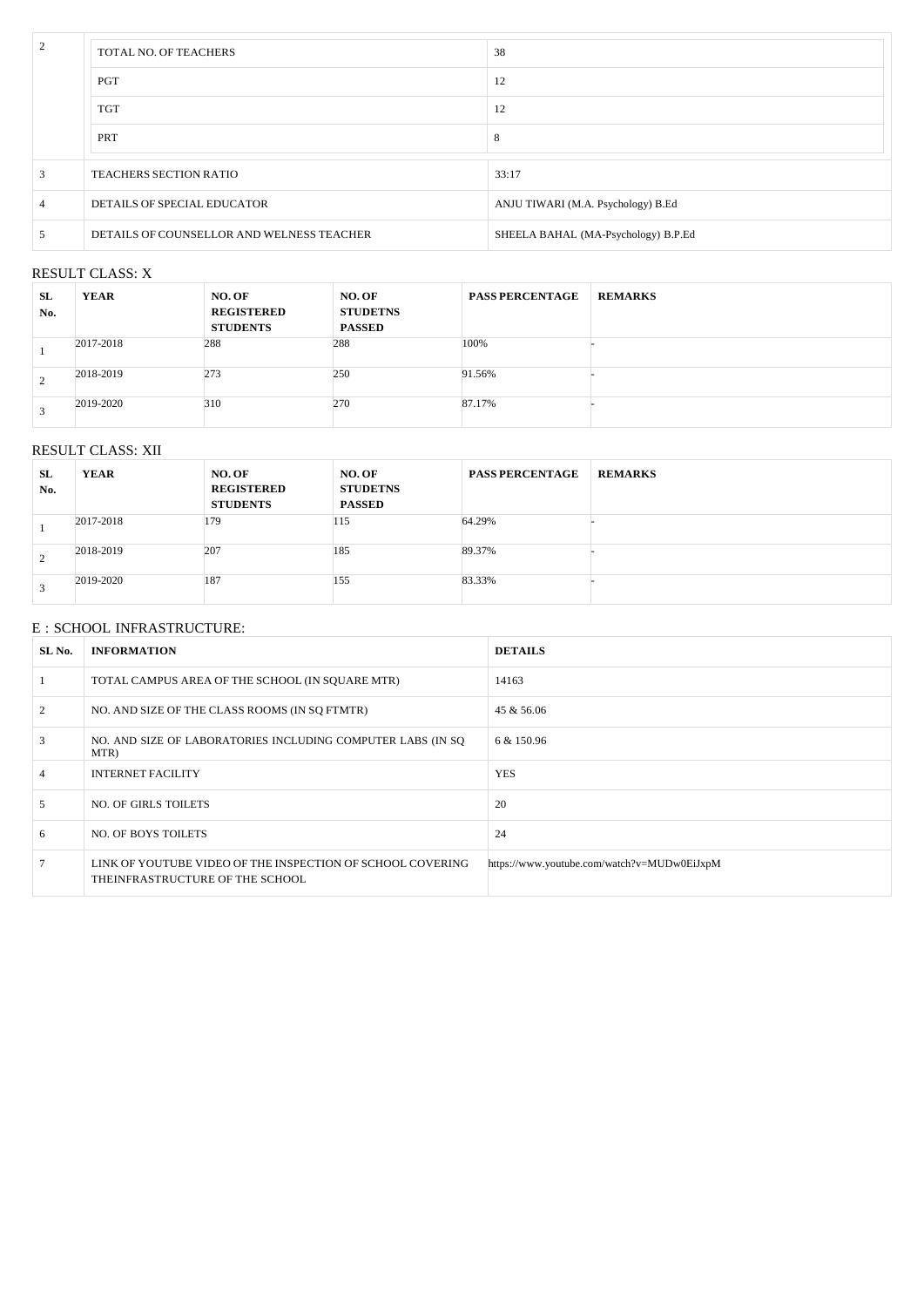| | | |
|---|---|---|
| 2 | TOTAL NO. OF TEACHERS | 38 |
| | PGT | 12 |
| | TGT | 12 |
| | PRT | 8 |
| 3 | TEACHERS SECTION RATIO | 33:17 |
| 4 | DETAILS OF SPECIAL EDUCATOR | ANJU TIWARI (M.A. Psychology) B.Ed |
| 5 | DETAILS OF COUNSELLOR AND WELNESS TEACHER | SHEELA BAHAL (MA-Psychology) B.P.Ed |

## RESULT CLASS: X

| SL No. | YEAR | NO. OF REGISTERED STUDENTS | NO. OF STUDETNS PASSED | PASS PERCENTAGE | REMARKS |
|---|---|---|---|---|---|
| 1 | 2017-2018 | 288 | 288 | 100% | - |
| 2 | 2018-2019 | 273 | 250 | 91.56% | - |
| 3 | 2019-2020 | 310 | 270 | 87.17% | - |

## RESULT CLASS: XII

| SL No. | YEAR | NO. OF REGISTERED STUDENTS | NO. OF STUDETNS PASSED | PASS PERCENTAGE | REMARKS |
|---|---|---|---|---|---|
| 1 | 2017-2018 | 179 | 115 | 64.29% | - |
| 2 | 2018-2019 | 207 | 185 | 89.37% | - |
| 3 | 2019-2020 | 187 | 155 | 83.33% | - |

## E : SCHOOL INFRASTRUCTURE:

| SL No. | INFORMATION | DETAILS |
|---|---|---|
| 1 | TOTAL CAMPUS AREA OF THE SCHOOL (IN SQUARE MTR) | 14163 |
| 2 | NO. AND SIZE OF THE CLASS ROOMS (IN SQ FTMTR) | 45 & 56.06 |
| 3 | NO. AND SIZE OF LABORATORIES INCLUDING COMPUTER LABS (IN SQ MTR) | 6 & 150.96 |
| 4 | INTERNET FACILITY | YES |
| 5 | NO. OF GIRLS TOILETS | 20 |
| 6 | NO. OF BOYS TOILETS | 24 |
| 7 | LINK OF YOUTUBE VIDEO OF THE INSPECTION OF SCHOOL COVERING THEINFRASTRUCTURE OF THE SCHOOL | https://www.youtube.com/watch?v=MUDw0EiJxpM |